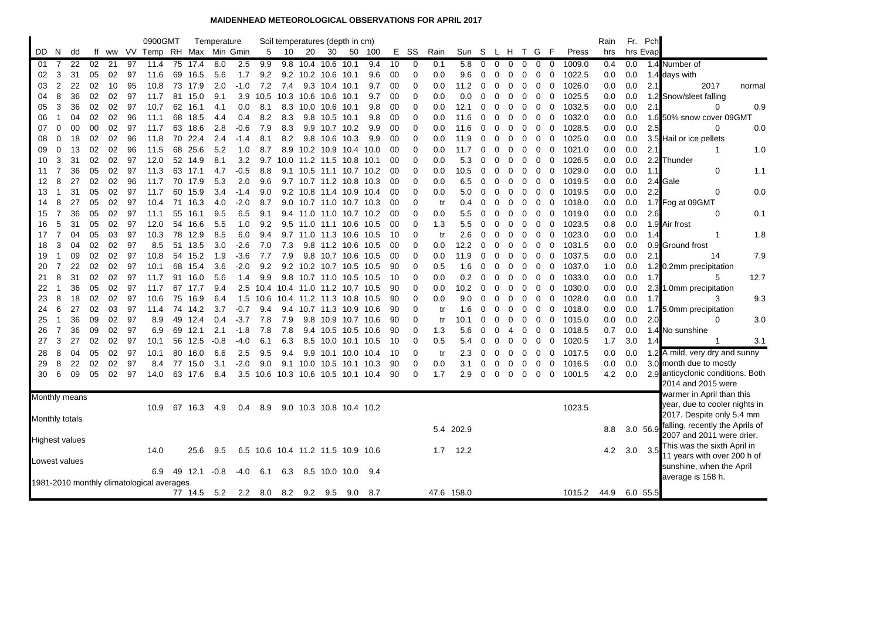# MAIDENHEAD METEOROLOGICAL OBSERVATIONS FOR APRIL 2017

| DD | N | dd | ff | ww | VV | 0900GMT Temp | RH | Temperature Max | Min | Gmin | Soil temperatures (depth in cm) 5 | 10 | 20 | 30 | 50 | 100 | E | SS | Rain | Sun | S | L | H | T | G | F | Press | Rain hrs | Fr. hrs | Pch Evap |
|---|---|---|---|---|---|---|---|---|---|---|---|---|---|---|---|---|---|---|---|---|---|---|---|---|---|---|---|---|---|---|
| 01 | 7 | 22 | 02 | 21 | 97 | 11.4 | 75 | 17.4 | 8.0 | 2.5 | 9.9 | 9.8 | 10.4 | 10.6 | 10.1 | 9.4 | 10 | 0 | 0.1 | 5.8 | 0 | 0 | 0 | 0 | 0 | 0 | 1009.0 | 0.4 | 0.0 | 1.4 |
| 02 | 3 | 31 | 05 | 02 | 97 | 11.6 | 69 | 16.5 | 5.6 | 1.7 | 9.2 | 9.2 | 10.2 | 10.6 | 10.1 | 9.6 | 00 | 0 | 0.0 | 9.6 | 0 | 0 | 0 | 0 | 0 | 0 | 1022.5 | 0.0 | 0.0 | 1.4 |
| 03 | 2 | 22 | 02 | 10 | 95 | 10.8 | 73 | 17.9 | 2.0 | -1.0 | 7.2 | 7.4 | 9.3 | 10.4 | 10.1 | 9.7 | 00 | 0 | 0.0 | 11.2 | 0 | 0 | 0 | 0 | 0 | 0 | 1026.0 | 0.0 | 0.0 | 2.1 |
| 04 | 8 | 36 | 02 | 02 | 97 | 11.7 | 81 | 15.0 | 9.1 | 3.9 | 10.5 | 10.3 | 10.6 | 10.6 | 10.1 | 9.7 | 00 | 0 | 0.0 | 0.0 | 0 | 0 | 0 | 0 | 0 | 0 | 1025.5 | 0.0 | 0.0 | 1.2 |
| 05 | 3 | 36 | 02 | 02 | 97 | 10.7 | 62 | 16.1 | 4.1 | 0.0 | 8.1 | 8.3 | 10.0 | 10.6 | 10.1 | 9.8 | 00 | 0 | 0.0 | 12.1 | 0 | 0 | 0 | 0 | 0 | 0 | 1032.5 | 0.0 | 0.0 | 2.1 |
| 06 | 1 | 04 | 02 | 02 | 96 | 11.1 | 68 | 18.5 | 4.4 | 0.4 | 8.2 | 8.3 | 9.8 | 10.5 | 10.1 | 9.8 | 00 | 0 | 0.0 | 11.6 | 0 | 0 | 0 | 0 | 0 | 0 | 1032.0 | 0.0 | 0.0 | 1.6 |
| 07 | 0 | 00 | 00 | 02 | 97 | 11.7 | 63 | 18.6 | 2.8 | -0.6 | 7.9 | 8.3 | 9.9 | 10.7 | 10.2 | 9.9 | 00 | 0 | 0.0 | 11.6 | 0 | 0 | 0 | 0 | 0 | 0 | 1028.5 | 0.0 | 0.0 | 2.5 |
| 08 | 0 | 18 | 02 | 02 | 96 | 11.8 | 70 | 22.4 | 2.4 | -1.4 | 8.1 | 8.2 | 9.8 | 10.6 | 10.3 | 9.9 | 00 | 0 | 0.0 | 11.9 | 0 | 0 | 0 | 0 | 0 | 0 | 1025.0 | 0.0 | 0.0 | 3.5 |
| 09 | 0 | 13 | 02 | 02 | 96 | 11.5 | 68 | 25.6 | 5.2 | 1.0 | 8.7 | 8.9 | 10.2 | 10.9 | 10.4 | 10.0 | 00 | 0 | 0.0 | 11.7 | 0 | 0 | 0 | 0 | 0 | 0 | 1021.0 | 0.0 | 0.0 | 2.1 |
| 10 | 3 | 31 | 02 | 02 | 97 | 12.0 | 52 | 14.9 | 8.1 | 3.2 | 9.7 | 10.0 | 11.2 | 11.5 | 10.8 | 10.1 | 00 | 0 | 0.0 | 5.3 | 0 | 0 | 0 | 0 | 0 | 0 | 1026.5 | 0.0 | 0.0 | 2.2 |
| 11 | 7 | 36 | 05 | 02 | 97 | 11.3 | 63 | 17.1 | 4.7 | -0.5 | 8.8 | 9.1 | 10.5 | 11.1 | 10.7 | 10.2 | 00 | 0 | 0.0 | 10.5 | 0 | 0 | 0 | 0 | 0 | 0 | 1029.0 | 0.0 | 0.0 | 1.1 |
| 12 | 8 | 27 | 02 | 02 | 96 | 11.7 | 70 | 17.9 | 5.3 | 2.0 | 9.6 | 9.7 | 10.7 | 11.2 | 10.8 | 10.3 | 00 | 0 | 0.0 | 6.5 | 0 | 0 | 0 | 0 | 0 | 0 | 1019.5 | 0.0 | 0.0 | 2.4 |
| 13 | 1 | 31 | 05 | 02 | 97 | 11.7 | 60 | 15.9 | 3.4 | -1.4 | 9.0 | 9.2 | 10.8 | 11.4 | 10.9 | 10.4 | 00 | 0 | 0.0 | 5.0 | 0 | 0 | 0 | 0 | 0 | 0 | 1019.5 | 0.0 | 0.0 | 2.2 |
| 14 | 8 | 27 | 05 | 02 | 97 | 10.4 | 71 | 16.3 | 4.0 | -2.0 | 8.7 | 9.0 | 10.7 | 11.0 | 10.7 | 10.3 | 00 | 0 | tr | 0.4 | 0 | 0 | 0 | 0 | 0 | 0 | 1018.0 | 0.0 | 0.0 | 1.7 |
| 15 | 7 | 36 | 05 | 02 | 97 | 11.1 | 55 | 16.1 | 9.5 | 6.5 | 9.1 | 9.4 | 11.0 | 11.0 | 10.7 | 10.2 | 00 | 0 | 0.0 | 5.5 | 0 | 0 | 0 | 0 | 0 | 0 | 1019.0 | 0.0 | 0.0 | 2.6 |
| 16 | 5 | 31 | 05 | 02 | 97 | 12.0 | 54 | 16.6 | 5.5 | 1.0 | 9.2 | 9.5 | 11.0 | 11.1 | 10.6 | 10.5 | 00 | 0 | 1.3 | 5.5 | 0 | 0 | 0 | 0 | 0 | 0 | 1023.5 | 0.8 | 0.0 | 1.9 |
| 17 | 7 | 04 | 05 | 03 | 97 | 10.3 | 78 | 12.9 | 8.5 | 6.0 | 9.4 | 9.7 | 11.0 | 11.3 | 10.6 | 10.5 | 10 | 0 | tr | 2.6 | 0 | 0 | 0 | 0 | 0 | 0 | 1023.0 | 0.0 | 0.0 | 1.4 |
| 18 | 3 | 04 | 02 | 02 | 97 | 8.5 | 51 | 13.5 | 3.0 | -2.6 | 7.0 | 7.3 | 9.8 | 11.2 | 10.6 | 10.5 | 00 | 0 | 0.0 | 12.2 | 0 | 0 | 0 | 0 | 0 | 0 | 1031.5 | 0.0 | 0.0 | 0.9 |
| 19 | 1 | 09 | 02 | 02 | 97 | 10.8 | 54 | 15.2 | 1.9 | -3.6 | 7.7 | 7.9 | 9.8 | 10.7 | 10.6 | 10.5 | 00 | 0 | 0.0 | 11.9 | 0 | 0 | 0 | 0 | 0 | 0 | 1037.5 | 0.0 | 0.0 | 2.1 |
| 20 | 7 | 22 | 02 | 02 | 97 | 10.1 | 68 | 15.4 | 3.6 | -2.0 | 9.2 | 9.2 | 10.2 | 10.7 | 10.5 | 10.5 | 90 | 0 | 0.5 | 1.6 | 0 | 0 | 0 | 0 | 0 | 0 | 1037.0 | 1.0 | 0.0 | 1.2 |
| 21 | 8 | 31 | 02 | 02 | 97 | 11.7 | 91 | 16.0 | 5.6 | 1.4 | 9.9 | 9.8 | 10.7 | 11.0 | 10.5 | 10.5 | 10 | 0 | 0.0 | 0.2 | 0 | 0 | 0 | 0 | 0 | 0 | 1033.0 | 0.0 | 0.0 | 1.7 |
| 22 | 1 | 36 | 05 | 02 | 97 | 11.7 | 67 | 17.7 | 9.4 | 2.5 | 10.4 | 10.4 | 11.0 | 11.2 | 10.7 | 10.5 | 90 | 0 | 0.0 | 10.2 | 0 | 0 | 0 | 0 | 0 | 0 | 1030.0 | 0.0 | 0.0 | 2.3 |
| 23 | 8 | 18 | 02 | 02 | 97 | 10.6 | 75 | 16.9 | 6.4 | 1.5 | 10.6 | 10.4 | 11.2 | 11.3 | 10.8 | 10.5 | 90 | 0 | 0.0 | 9.0 | 0 | 0 | 0 | 0 | 0 | 0 | 1028.0 | 0.0 | 0.0 | 1.7 |
| 24 | 6 | 27 | 02 | 03 | 97 | 11.4 | 74 | 14.2 | 3.7 | -0.7 | 9.4 | 9.4 | 10.7 | 11.3 | 10.9 | 10.6 | 90 | 0 | tr | 1.6 | 0 | 0 | 0 | 0 | 0 | 0 | 1018.0 | 0.0 | 0.0 | 1.7 |
| 25 | 1 | 36 | 09 | 02 | 97 | 8.9 | 49 | 12.4 | 0.4 | -3.7 | 7.8 | 7.9 | 9.8 | 10.9 | 10.7 | 10.6 | 90 | 0 | tr | 10.1 | 0 | 0 | 0 | 0 | 0 | 0 | 1015.0 | 0.0 | 0.0 | 2.0 |
| 26 | 7 | 36 | 09 | 02 | 97 | 6.9 | 69 | 12.1 | 2.1 | -1.8 | 7.8 | 7.8 | 9.4 | 10.5 | 10.5 | 10.6 | 90 | 0 | 1.3 | 5.6 | 0 | 0 | 4 | 0 | 0 | 0 | 1018.5 | 0.7 | 0.0 | 1.4 |
| 27 | 3 | 27 | 02 | 02 | 97 | 10.1 | 56 | 12.5 | -0.8 | -4.0 | 6.1 | 6.3 | 8.5 | 10.0 | 10.1 | 10.5 | 10 | 0 | 0.5 | 5.4 | 0 | 0 | 0 | 0 | 0 | 0 | 1020.5 | 1.7 | 3.0 | 1.4 |
| 28 | 8 | 04 | 05 | 02 | 97 | 10.1 | 80 | 16.0 | 6.6 | 2.5 | 9.5 | 9.4 | 9.9 | 10.1 | 10.0 | 10.4 | 10 | 0 | tr | 2.3 | 0 | 0 | 0 | 0 | 0 | 0 | 1017.5 | 0.0 | 0.0 | 1.2 |
| 29 | 8 | 22 | 02 | 02 | 97 | 8.4 | 77 | 15.0 | 3.1 | -2.0 | 9.0 | 9.1 | 10.0 | 10.5 | 10.1 | 10.3 | 90 | 0 | 0.0 | 3.1 | 0 | 0 | 0 | 0 | 0 | 0 | 1016.5 | 0.0 | 0.0 | 3.0 |
| 30 | 6 | 09 | 05 | 02 | 97 | 14.0 | 63 | 17.6 | 8.4 | 3.5 | 10.6 | 10.3 | 10.6 | 10.5 | 10.1 | 10.4 | 90 | 0 | 1.7 | 2.9 | 0 | 0 | 0 | 0 | 0 | 0 | 1001.5 | 4.2 | 0.0 | 2.9 |
| Monthly means | | | | | | 10.9 | 67 | 16.3 | 4.9 | 0.4 | 8.9 | 9.0 | 10.3 | 10.8 | 10.4 | 10.2 | | | | | | | | | | | 1023.5 | | | |
| Monthly totals | | | | | | | | | | | | | | | | | | | 5.4 | 202.9 | | | | | | | | 8.8 | 3.0 | 56.9 |
| Highest values | | | | | | 14.0 | | 25.6 | 9.5 | 6.5 | 10.6 | 10.4 | 11.2 | 11.5 | 10.9 | 10.6 | | | 1.7 | 12.2 | | | | | | | | 4.2 | 3.0 | 3.5 |
| Lowest values | | | | | | 6.9 | 49 | 12.1 | -0.8 | -4.0 | 6.1 | 6.3 | 8.5 | 10.0 | 10.0 | 9.4 | | | | | | | | | | | | | | |
| 1981-2010 monthly climatological averages | | | | | | | 77 | 14.5 | 5.2 | 2.2 | 8.0 | 8.2 | 9.2 | 9.5 | 9.0 | 8.7 | | | 47.6 | 158.0 | | | | | | | 1015.2 | 44.9 | 6.0 | 55.5 |

| Number of days with | 2017 | normal |
|---|---|---|
| Snow/sleet falling | 0 | 0.9 |
| 50% snow cover 09GMT | 0 | 0.0 |
| Hail or ice pellets | 1 | 1.0 |
| Thunder | 0 | 1.1 |
| Gale | 0 | 0.0 |
| Fog at 09GMT | 0 | 0.1 |
| Air frost | 1 | 1.8 |
| Ground frost | 14 | 7.9 |
| 0.2mm precipitation | 5 | 12.7 |
| 1.0mm precipitation | 3 | 9.3 |
| 5.0mm precipitation | 0 | 3.0 |
| No sunshine | 1 | 3.1 |

A mild, very dry and sunny month due to mostly anticyclonic conditions. Both 2014 and 2015 were warmer in April than this year, due to cooler nights in 2017. Despite only 5.4 mm falling, recently the Aprils of 2007 and 2011 were drier. This was the sixth April in 11 years with over 200 h of sunshine, when the April average is 158 h.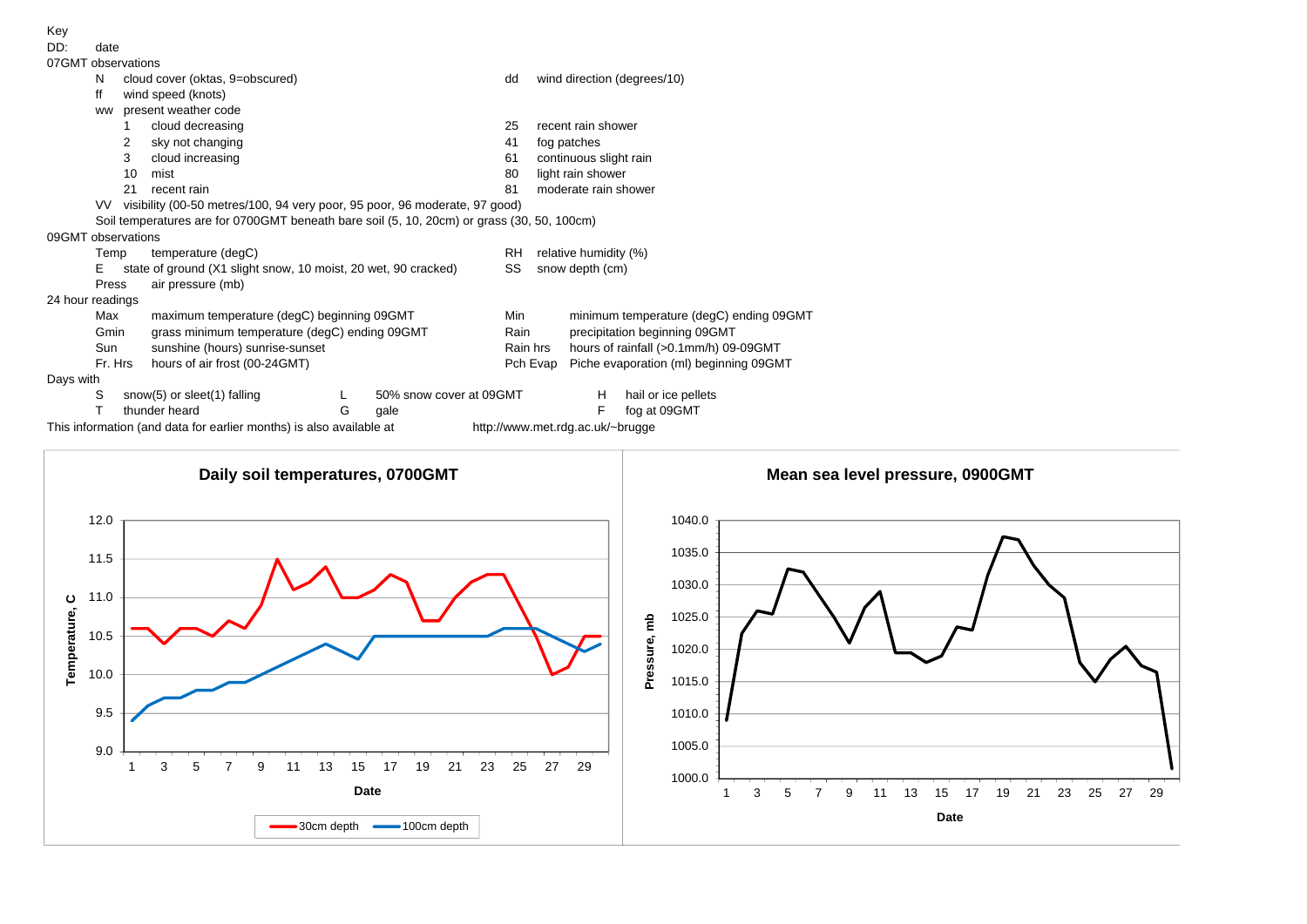Key

DD: date

07GMT observations

- N cloud cover (oktas, 9=obscured)
- ff wind speed (knots)
- ww present weather code
  - 1 cloud decreasing
  - 2 sky not changing
  - 3 cloud increasing
  - 10 mist
  - 21 recent rain
  - 25 recent rain shower
  - 41 fog patches
  - 61 continuous slight rain
  - 80 light rain shower
  - 81 moderate rain shower
- dd wind direction (degrees/10)
- VV visibility (00-50 metres/100, 94 very poor, 95 poor, 96 moderate, 97 good)
- Soil temperatures are for 0700GMT beneath bare soil (5, 10, 20cm) or grass (30, 50, 100cm)

09GMT observations

- Temp temperature (degC)
- E state of ground (X1 slight snow, 10 moist, 20 wet, 90 cracked)
- Press air pressure (mb)
- RH relative humidity (%)
- SS snow depth (cm)

24 hour readings

- Max maximum temperature (degC) beginning 09GMT
- Gmin grass minimum temperature (degC) ending 09GMT
- Sun sunshine (hours) sunrise-sunset
- Fr. Hrs hours of air frost (00-24GMT)
- Min minimum temperature (degC) ending 09GMT
- Rain precipitation beginning 09GMT
- Rain hrs hours of rainfall (>0.1mm/h) 09-09GMT
- Pch Evap Piche evaporation (ml) beginning 09GMT

Days with

- S snow(5) or sleet(1) falling
- T thunder heard
- L 50% snow cover at 09GMT
- G gale
- H hail or ice pellets
- F fog at 09GMT

This information (and data for earlier months) is also available at http://www.met.rdg.ac.uk/~brugge

## Daily soil temperatures, 0700GMT

## Mean sea level pressure, 0900GMT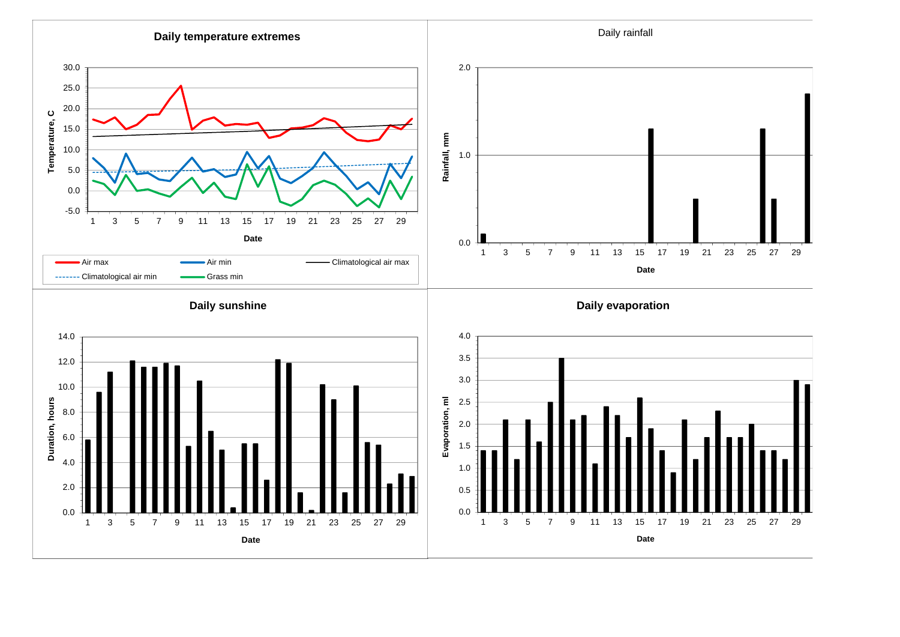**Daily temperature extremes**

Temperature, C

30.0
25.0
20.0
15.0
10.0
5.0
0.0
-5.0

1 3 5 7 9 11 13 15 17 19 21 23 25 27 29

Date

Air max
Air min
Climatological air max
Climatological air min
Grass min

Daily rainfall

Rainfall, mm

2.0
1.0
0.0

1 3 5 7 9 11 13 15 17 19 21 23 25 27 29

Date

**Daily sunshine**

Duration, hours

14.0
12.0
10.0
8.0
6.0
4.0
2.0
0.0

1 3 5 7 9 11 13 15 17 19 21 23 25 27 29

Date

**Daily evaporation**

Evaporation, ml

4.0
3.5
3.0
2.5
2.0
1.5
1.0
0.5
0.0

1 3 5 7 9 11 13 15 17 19 21 23 25 27 29

Date